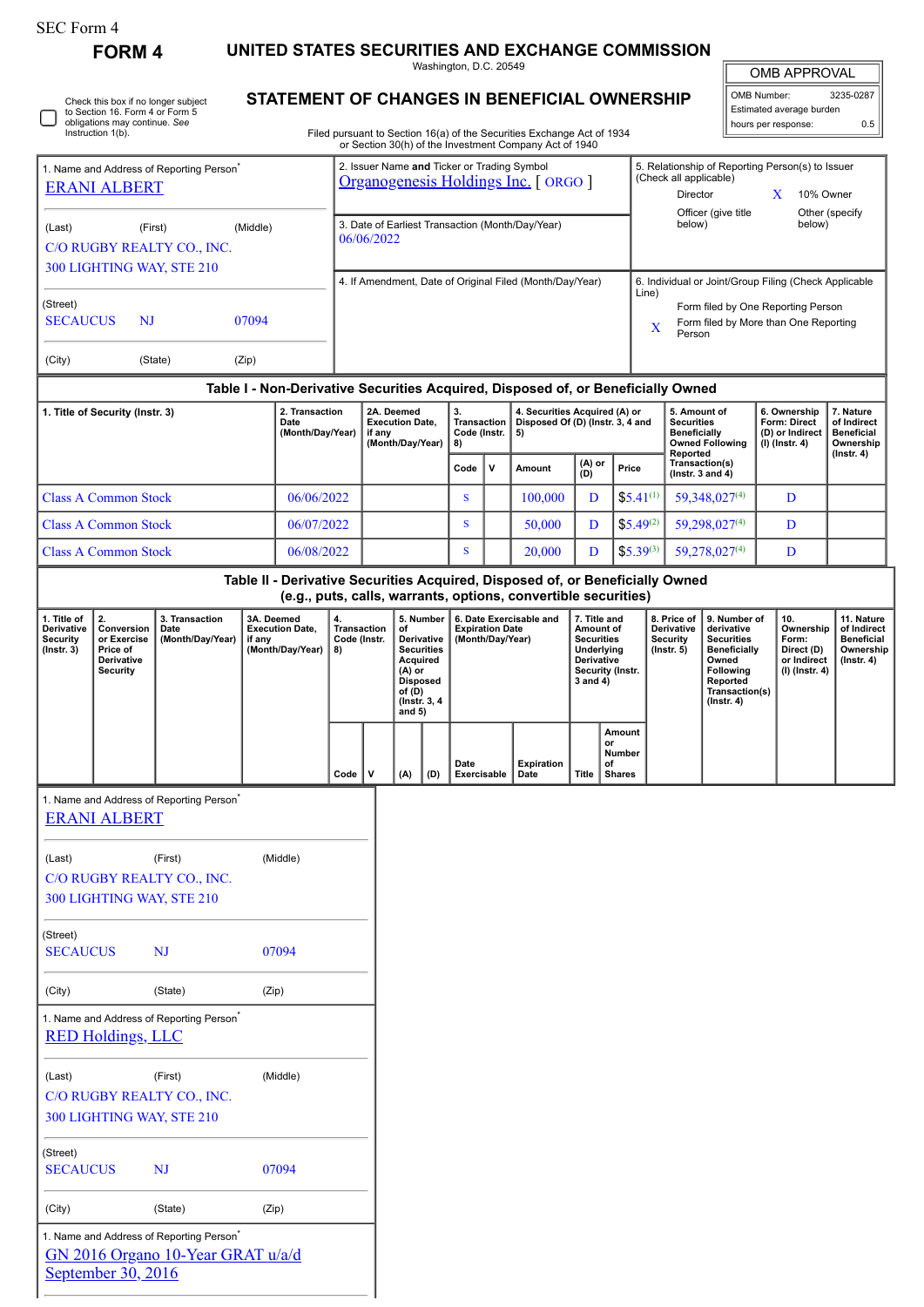SEC Form 4

# FORM 4

## UNITED STATES SECURITIES AND EXCHANGE COMMISSION

Washington, D.C. 20549

## STATEMENT OF CHANGES IN BENEFICIAL OWNERSHIP

Filed pursuant to Section 16(a) of the Securities Exchange Act of 1934 or Section 30(h) of the Investment Company Act of 1940

| OMB APPROVAL | |
|---|---|
| OMB Number: | 3235-0287 |
| Estimated average burden | |
| hours per response: | 0.5 |

☐ Check this box if no longer subject to Section 16. Form 4 or Form 5 obligations may continue. See Instruction 1(b).

| 1. Name and Address of Reporting Person* | 2. Issuer Name and Ticker or Trading Symbol | 5. Relationship of Reporting Person(s) to Issuer (Check all applicable) |
|---|---|---|
| ERANI ALBERT | Organogenesis Holdings Inc. [ ORGO ] | Director; X 10% Owner; Officer (give title below); Other (specify below) |
| (Last) (First) (Middle) C/O RUGBY REALTY CO., INC. 300 LIGHTING WAY, STE 210 | 3. Date of Earliest Transaction (Month/Day/Year) 06/06/2022 | |
| (Street) SECAUCUS NJ 07094 (City) (State) (Zip) | 4. If Amendment, Date of Original Filed (Month/Day/Year) | 6. Individual or Joint/Group Filing (Check Applicable Line) Form filed by One Reporting Person; X Form filed by More than One Reporting Person |

### Table I - Non-Derivative Securities Acquired, Disposed of, or Beneficially Owned

| 1. Title of Security (Instr. 3) | 2. Transaction Date (Month/Day/Year) | 2A. Deemed Execution Date, if any (Month/Day/Year) | 3. Transaction Code (Instr. 8) | | 4. Securities Acquired (A) or Disposed Of (D) (Instr. 3, 4 and 5) | | | 5. Amount of Securities Beneficially Owned Following Reported Transaction(s) (Instr. 3 and 4) | 6. Ownership Form: Direct (D) or Indirect (I) (Instr. 4) | 7. Nature of Indirect Beneficial Ownership (Instr. 4) |
|---|---|---|---|---|---|---|---|---|---|---|
| | | | Code | V | Amount | (A) or (D) | Price | | | |
| Class A Common Stock | 06/06/2022 | | S | | 100,000 | D | $5.41[1] | 59,348,027[4] | D | |
| Class A Common Stock | 06/07/2022 | | S | | 50,000 | D | $5.49[2] | 59,298,027[4] | D | |
| Class A Common Stock | 06/08/2022 | | S | | 20,000 | D | $5.39[3] | 59,278,027[4] | D | |

### Table II - Derivative Securities Acquired, Disposed of, or Beneficially Owned (e.g., puts, calls, warrants, options, convertible securities)

| 1. Title of Derivative Security (Instr. 3) | 2. Conversion or Exercise Price of Derivative Security | 3. Transaction Date (Month/Day/Year) | 3A. Deemed Execution Date, if any (Month/Day/Year) | 4. Transaction Code (Instr. 8) | | 5. Number of Derivative Securities Acquired (A) or Disposed of (D) (Instr. 3, 4 and 5) | | 6. Date Exercisable and Expiration Date (Month/Day/Year) | | 7. Title and Amount of Securities Underlying Derivative Security (Instr. 3 and 4) | | 8. Price of Derivative Security (Instr. 5) | 9. Number of derivative Securities Beneficially Owned Following Reported Transaction(s) (Instr. 4) | 10. Ownership Form: Direct (D) or Indirect (I) (Instr. 4) | 11. Nature of Indirect Beneficial Ownership (Instr. 4) |
|---|---|---|---|---|---|---|---|---|---|---|---|---|---|---|---|
| | | | | Code | V | (A) | (D) | Date Exercisable | Expiration Date | Title | Amount or Number of Shares | | | | |

| 1. Name and Address of Reporting Person* |
|---|
| ERANI ALBERT |
| (Last) (First) (Middle) C/O RUGBY REALTY CO., INC. 300 LIGHTING WAY, STE 210 |
| (Street) SECAUCUS NJ 07094 |
| (City) (State) (Zip) |

| 1. Name and Address of Reporting Person* |
|---|
| RED Holdings, LLC |
| (Last) (First) (Middle) C/O RUGBY REALTY CO., INC. 300 LIGHTING WAY, STE 210 |
| (Street) SECAUCUS NJ 07094 |
| (City) (State) (Zip) |

| 1. Name and Address of Reporting Person* |
|---|
| GN 2016 Organo 10-Year GRAT u/a/d September 30, 2016 |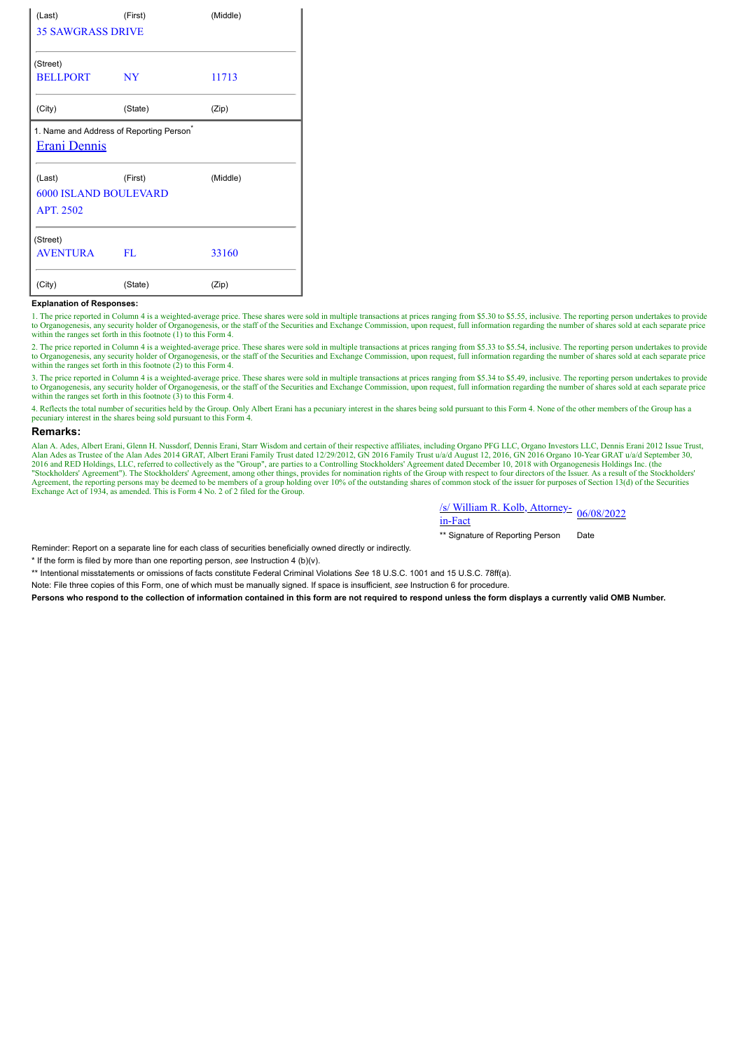| (Last) | (First) | (Middle) |
|---|---|---|
| 35 SAWGRASS DRIVE | | |
| (Street) | | |
| BELLPORT | NY | 11713 |
| (City) | (State) | (Zip) |

| 1. Name and Address of Reporting Person* | | |
|---|---|---|
| Erani Dennis | | |
| (Last) | (First) | (Middle) |
| 6000 ISLAND BOULEVARD APT. 2502 | | |
| (Street) | | |
| AVENTURA | FL | 33160 |
| (City) | (State) | (Zip) |

**Explanation of Responses:**

1. The price reported in Column 4 is a weighted-average price. These shares were sold in multiple transactions at prices ranging from $5.30 to $5.55, inclusive. The reporting person undertakes to provide to Organogenesis, any security holder of Organogenesis, or the staff of the Securities and Exchange Commission, upon request, full information regarding the number of shares sold at each separate price within the ranges set forth in this footnote (1) to this Form 4.

2. The price reported in Column 4 is a weighted-average price. These shares were sold in multiple transactions at prices ranging from $5.33 to $5.54, inclusive. The reporting person undertakes to provide to Organogenesis, any security holder of Organogenesis, or the staff of the Securities and Exchange Commission, upon request, full information regarding the number of shares sold at each separate price within the ranges set forth in this footnote (2) to this Form 4.

3. The price reported in Column 4 is a weighted-average price. These shares were sold in multiple transactions at prices ranging from $5.34 to $5.49, inclusive. The reporting person undertakes to provide to Organogenesis, any security holder of Organogenesis, or the staff of the Securities and Exchange Commission, upon request, full information regarding the number of shares sold at each separate price within the ranges set forth in this footnote (3) to this Form 4.

4. Reflects the total number of securities held by the Group. Only Albert Erani has a pecuniary interest in the shares being sold pursuant to this Form 4. None of the other members of the Group has a pecuniary interest in the shares being sold pursuant to this Form 4.

## Remarks:

Alan A. Ades, Albert Erani, Glenn H. Nussdorf, Dennis Erani, Starr Wisdom and certain of their respective affiliates, including Organo PFG LLC, Organo Investors LLC, Dennis Erani 2012 Issue Trust, Alan Ades as Trustee of the Alan Ades 2014 GRAT, Albert Erani Family Trust dated 12/29/2012, GN 2016 Family Trust u/a/d August 12, 2016, GN 2016 Organo 10-Year GRAT u/a/d September 30, 2016 and RED Holdings, LLC, referred to collectively as the "Group", are parties to a Controlling Stockholders' Agreement dated December 10, 2018 with Organogenesis Holdings Inc. (the "Stockholders' Agreement"). The Stockholders' Agreement, among other things, provides for nomination rights of the Group with respect to four directors of the Issuer. As a result of the Stockholders' Agreement, the reporting persons may be deemed to be members of a group holding over 10% of the outstanding shares of common stock of the issuer for purposes of Section 13(d) of the Securities Exchange Act of 1934, as amended. This is Form 4 No. 2 of 2 filed for the Group.

| | |
|---|---|
| /s/ William R. Kolb, Attorney-in-Fact | 06/08/2022 |
| ** Signature of Reporting Person | Date |

Reminder: Report on a separate line for each class of securities beneficially owned directly or indirectly.

* If the form is filed by more than one reporting person, *see* Instruction 4 (b)(v).

** Intentional misstatements or omissions of facts constitute Federal Criminal Violations *See* 18 U.S.C. 1001 and 15 U.S.C. 78ff(a).

Note: File three copies of this Form, one of which must be manually signed. If space is insufficient, *see* Instruction 6 for procedure.

**Persons who respond to the collection of information contained in this form are not required to respond unless the form displays a currently valid OMB Number.**